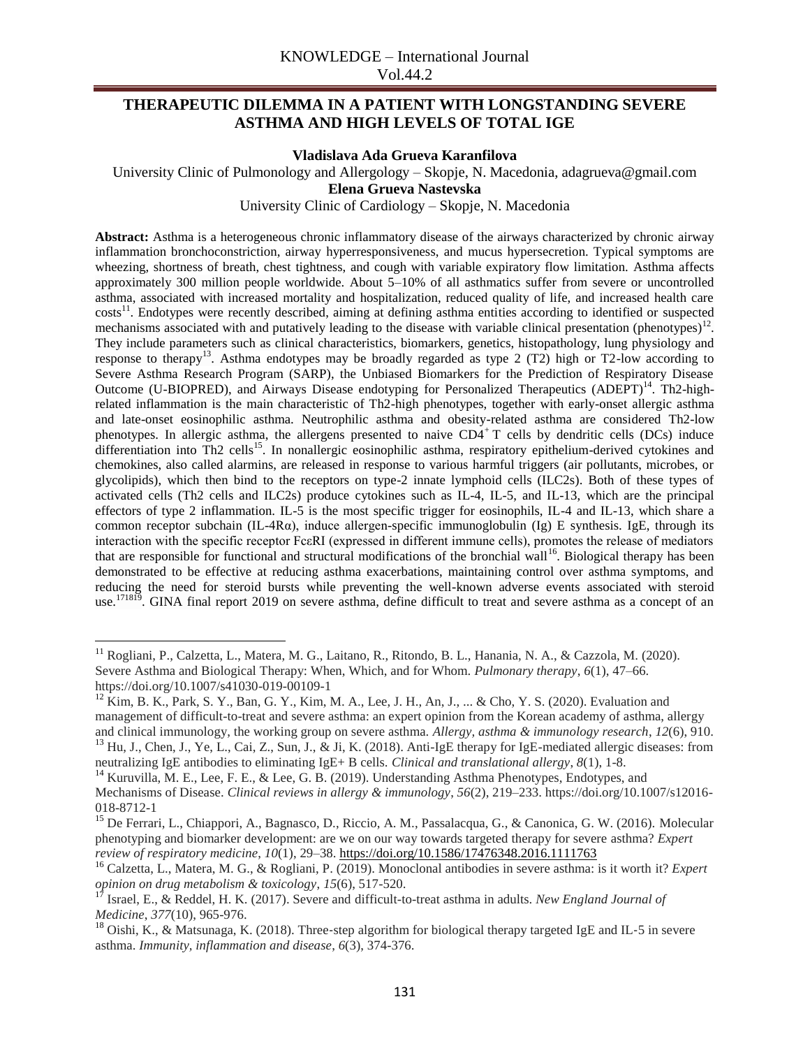# THERAPEUTIC DILEMMA IN A PATIENT WITH LONGSTANDING SEVERE ASTHMA AND HIGH LEVELS OF TOTAL IGE

**Vladislava Ada Grueva Karanfilova**

University Clinic of Pulmonology and Allergology – Skopje, N. Macedonia, adagrueva@gmail.com

**Elena Grueva Nastevska**

University Clinic of Cardiology – Skopje, N. Macedonia

**Abstract:** Asthma is a heterogeneous chronic inflammatory disease of the airways characterized by chronic airway inflammation bronchoconstriction, airway hyperresponsiveness, and mucus hypersecretion. Typical symptoms are wheezing, shortness of breath, chest tightness, and cough with variable expiratory flow limitation. Asthma affects approximately 300 million people worldwide. About 5–10% of all asthmatics suffer from severe or uncontrolled asthma, associated with increased mortality and hospitalization, reduced quality of life, and increased health care costs[11]. Endotypes were recently described, aiming at defining asthma entities according to identified or suspected mechanisms associated with and putatively leading to the disease with variable clinical presentation (phenotypes)[12]. They include parameters such as clinical characteristics, biomarkers, genetics, histopathology, lung physiology and response to therapy[13]. Asthma endotypes may be broadly regarded as type 2 (T2) high or T2-low according to Severe Asthma Research Program (SARP), the Unbiased Biomarkers for the Prediction of Respiratory Disease Outcome (U-BIOPRED), and Airways Disease endotyping for Personalized Therapeutics (ADEPT)[14]. Th2-high-related inflammation is the main characteristic of Th2-high phenotypes, together with early-onset allergic asthma and late-onset eosinophilic asthma. Neutrophilic asthma and obesity-related asthma are considered Th2-low phenotypes. In allergic asthma, the allergens presented to naive $CD4^+$ T cells by dendritic cells (DCs) induce differentiation into Th2 cells[15]. In nonallergic eosinophilic asthma, respiratory epithelium-derived cytokines and chemokines, also called alarmins, are released in response to various harmful triggers (air pollutants, microbes, or glycolipids), which then bind to the receptors on type-2 innate lymphoid cells (ILC2s). Both of these types of activated cells (Th2 cells and ILC2s) produce cytokines such as IL-4, IL-5, and IL-13, which are the principal effectors of type 2 inflammation. IL-5 is the most specific trigger for eosinophils, IL-4 and IL-13, which share a common receptor subchain (IL-4Rα), induce allergen-specific immunoglobulin (Ig) E synthesis. IgE, through its interaction with the specific receptor FcεRI (expressed in different immune cells), promotes the release of mediators that are responsible for functional and structural modifications of the bronchial wall[16]. Biological therapy has been demonstrated to be effective at reducing asthma exacerbations, maintaining control over asthma symptoms, and reducing the need for steroid bursts while preventing the well-known adverse events associated with steroid use.[17,18,19]. GINA final report 2019 on severe asthma, define difficult to treat and severe asthma as a concept of an

---

[11] Rogliani, P., Calzetta, L., Matera, M. G., Laitano, R., Ritondo, B. L., Hanania, N. A., & Cazzola, M. (2020). Severe Asthma and Biological Therapy: When, Which, and for Whom. *Pulmonary therapy*, *6*(1), 47–66. https://doi.org/10.1007/s41030-019-00109-1

[12] Kim, B. K., Park, S. Y., Ban, G. Y., Kim, M. A., Lee, J. H., An, J., ... & Cho, Y. S. (2020). Evaluation and management of difficult-to-treat and severe asthma: an expert opinion from the Korean academy of asthma, allergy and clinical immunology, the working group on severe asthma. *Allergy, asthma & immunology research*, *12*(6), 910.

[13] Hu, J., Chen, J., Ye, L., Cai, Z., Sun, J., & Ji, K. (2018). Anti-IgE therapy for IgE-mediated allergic diseases: from neutralizing IgE antibodies to eliminating IgE+ B cells. *Clinical and translational allergy*, *8*(1), 1-8.

[14] Kuruvilla, M. E., Lee, F. E., & Lee, G. B. (2019). Understanding Asthma Phenotypes, Endotypes, and Mechanisms of Disease. *Clinical reviews in allergy & immunology*, *56*(2), 219–233. https://doi.org/10.1007/s12016-018-8712-1

[15] De Ferrari, L., Chiappori, A., Bagnasco, D., Riccio, A. M., Passalacqua, G., & Canonica, G. W. (2016). Molecular phenotyping and biomarker development: are we on our way towards targeted therapy for severe asthma? *Expert review of respiratory medicine*, *10*(1), 29–38. https://doi.org/10.1586/17476348.2016.1111763

[16] Calzetta, L., Matera, M. G., & Rogliani, P. (2019). Monoclonal antibodies in severe asthma: is it worth it? *Expert opinion on drug metabolism & toxicology*, *15*(6), 517-520.

[17] Israel, E., & Reddel, H. K. (2017). Severe and difficult-to-treat asthma in adults. *New England Journal of Medicine*, *377*(10), 965-976.

[18] Oishi, K., & Matsunaga, K. (2018). Three-step algorithm for biological therapy targeted IgE and IL-5 in severe asthma. *Immunity, inflammation and disease*, *6*(3), 374-376.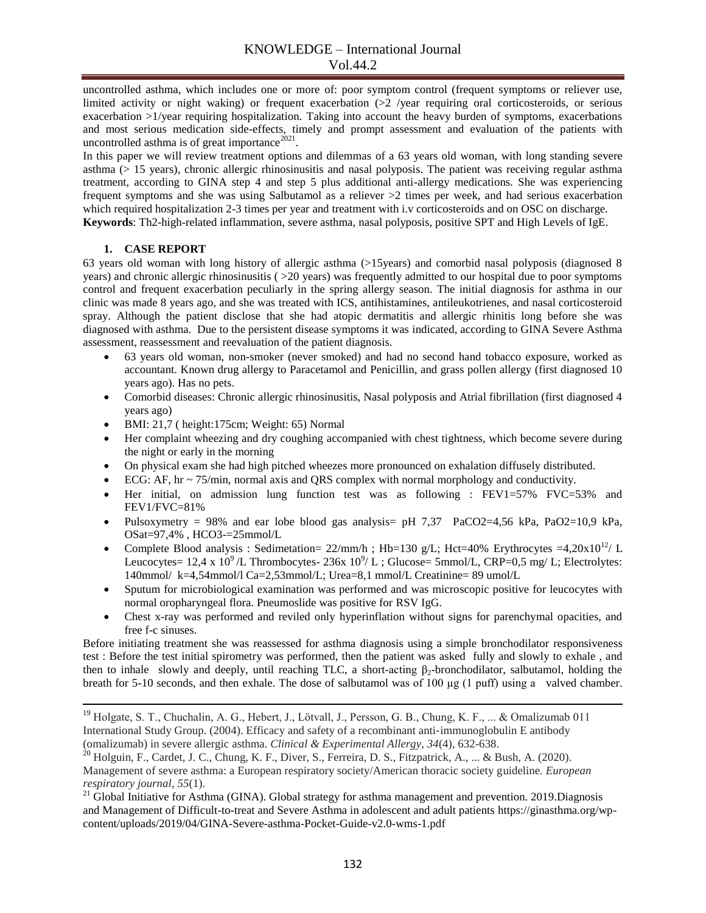uncontrolled asthma, which includes one or more of: poor symptom control (frequent symptoms or reliever use, limited activity or night waking) or frequent exacerbation (>2 /year requiring oral corticosteroids, or serious exacerbation >1/year requiring hospitalization. Taking into account the heavy burden of symptoms, exacerbations and most serious medication side-effects, timely and prompt assessment and evaluation of the patients with uncontrolled asthma is of great importance[20][21].

In this paper we will review treatment options and dilemmas of a 63 years old woman, with long standing severe asthma (> 15 years), chronic allergic rhinosinusitis and nasal polyposis. The patient was receiving regular asthma treatment, according to GINA step 4 and step 5 plus additional anti-allergy medications. She was experiencing frequent symptoms and she was using Salbutamol as a reliever >2 times per week, and had serious exacerbation which required hospitalization 2-3 times per year and treatment with i.v corticosteroids and on OSC on discharge.

**Keywords**: Th2-high-related inflammation, severe asthma, nasal polyposis, positive SPT and High Levels of IgE.

## 1. CASE REPORT

63 years old woman with long history of allergic asthma (>15years) and comorbid nasal polyposis (diagnosed 8 years) and chronic allergic rhinosinusitis ( >20 years) was frequently admitted to our hospital due to poor symptoms control and frequent exacerbation peculiarly in the spring allergy season. The initial diagnosis for asthma in our clinic was made 8 years ago, and she was treated with ICS, antihistamines, antileukotrienes, and nasal corticosteroid spray. Although the patient disclose that she had atopic dermatitis and allergic rhinitis long before she was diagnosed with asthma. Due to the persistent disease symptoms it was indicated, according to GINA Severe Asthma assessment, reassessment and reevaluation of the patient diagnosis.

- 63 years old woman, non-smoker (never smoked) and had no second hand tobacco exposure, worked as accountant. Known drug allergy to Paracetamol and Penicillin, and grass pollen allergy (first diagnosed 10 years ago). Has no pets.
- Comorbid diseases: Chronic allergic rhinosinusitis, Nasal polyposis and Atrial fibrillation (first diagnosed 4 years ago)
- BMI: 21,7 ( height:175cm; Weight: 65) Normal
- Her complaint wheezing and dry coughing accompanied with chest tightness, which become severe during the night or early in the morning
- On physical exam she had high pitched wheezes more pronounced on exhalation diffusely distributed.
- ECG: AF, hr ~ 75/min, normal axis and QRS complex with normal morphology and conductivity.
- Her initial, on admission lung function test was as following : FEV1=57% FVC=53% and FEV1/FVC=81%
- Pulsoxymetry = 98% and ear lobe blood gas analysis= pH 7,37 $PaCO_2$=4,56 kPa, $PaO_2$=10,9 kPa, OSat=97,4% , $HCO_3^-$=25mmol/L
- Complete Blood analysis : Sedimetation= 22/mm/h ; Hb=130 g/L; Hct=40% Erythrocytes =4,20x$10^{12}$/ L Leucocytes= 12,4 x $10^9$ /L Thrombocytes- 236x $10^9$/ L ; Glucose= 5mmol/L, CRP=0,5 mg/ L; Electrolytes: 140mmol/ k=4,54mmol/l Ca=2,53mmol/L; Urea=8,1 mmol/L Creatinine= 89 umol/L
- Sputum for microbiological examination was performed and was microscopic positive for leucocytes with normal oropharyngeal flora. Pneumoslide was positive for RSV IgG.
- Chest x-ray was performed and reviled only hyperinflation without signs for parenchymal opacities, and free f-c sinuses.

Before initiating treatment she was reassessed for asthma diagnosis using a simple bronchodilator responsiveness test : Before the test initial spirometry was performed, then the patient was asked fully and slowly to exhale , and then to inhale slowly and deeply, until reaching TLC, a short-acting $\beta_2$-bronchodilator, salbutamol, holding the breath for 5-10 seconds, and then exhale. The dose of salbutamol was of 100 μg (1 puff) using a valved chamber.

---

[19] Holgate, S. T., Chuchalin, A. G., Hebert, J., Lötvall, J., Persson, G. B., Chung, K. F., ... & Omalizumab 011 International Study Group. (2004). Efficacy and safety of a recombinant anti‐immunoglobulin E antibody (omalizumab) in severe allergic asthma. *Clinical & Experimental Allergy*, *34*(4), 632-638.

[20] Holguin, F., Cardet, J. C., Chung, K. F., Diver, S., Ferreira, D. S., Fitzpatrick, A., ... & Bush, A. (2020). Management of severe asthma: a European respiratory society/American thoracic society guideline. *European respiratory journal*, *55*(1).

[21] Global Initiative for Asthma (GINA). Global strategy for asthma management and prevention. 2019.Diagnosis and Management of Difficult-to-treat and Severe Asthma in adolescent and adult patients https://ginasthma.org/wp-content/uploads/2019/04/GINA-Severe-asthma-Pocket-Guide-v2.0-wms-1.pdf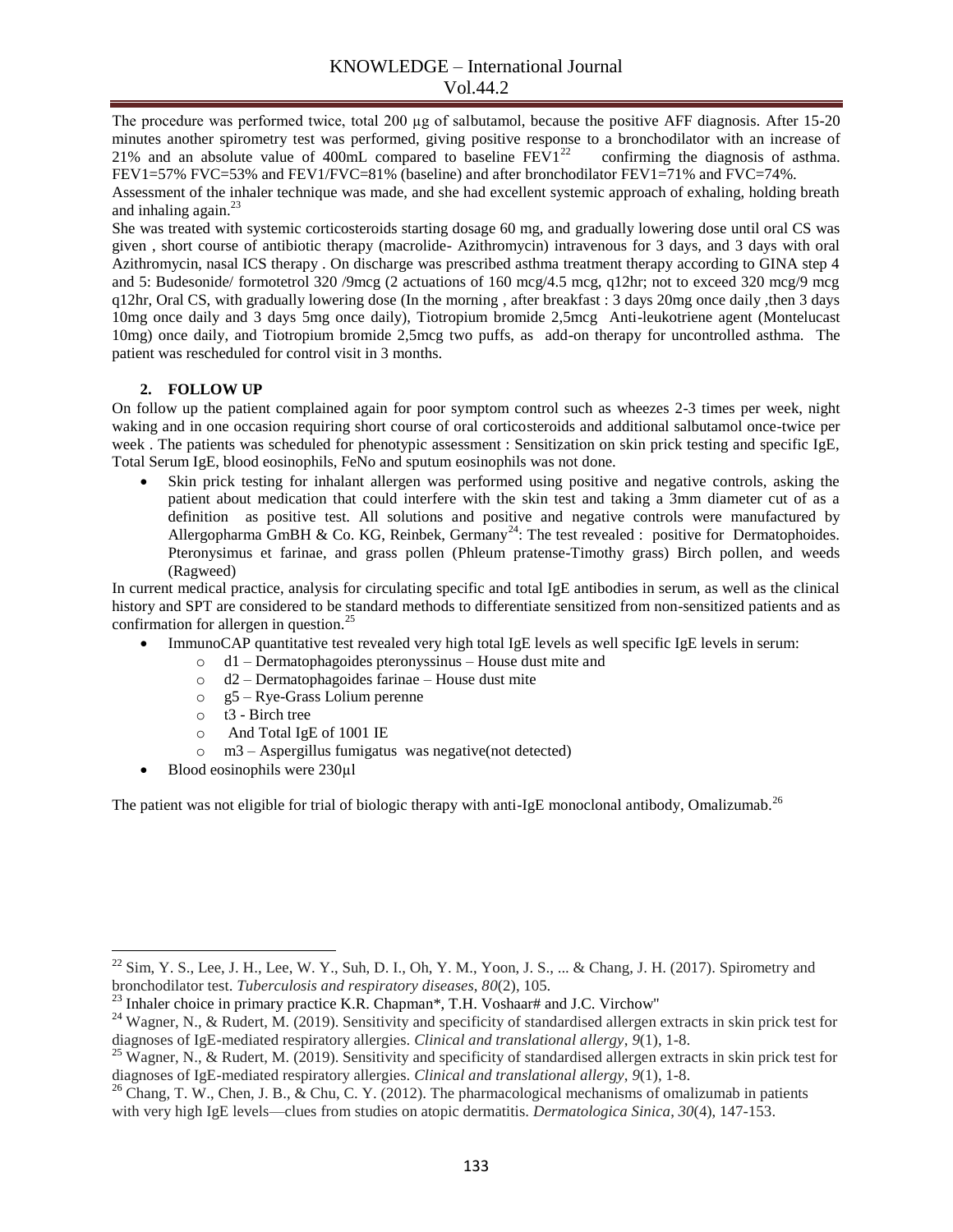The procedure was performed twice, total 200 µg of salbutamol, because the positive AFF diagnosis. After 15-20 minutes another spirometry test was performed, giving positive response to a bronchodilator with an increase of 21% and an absolute value of 400mL compared to baseline FEV1[22] confirming the diagnosis of asthma. FEV1=57% FVC=53% and FEV1/FVC=81% (baseline) and after bronchodilator FEV1=71% and FVC=74%.

Assessment of the inhaler technique was made, and she had excellent systemic approach of exhaling, holding breath and inhaling again.[23]

She was treated with systemic corticosteroids starting dosage 60 mg, and gradually lowering dose until oral CS was given , short course of antibiotic therapy (macrolide- Azithromycin) intravenous for 3 days, and 3 days with oral Azithromycin, nasal ICS therapy . On discharge was prescribed asthma treatment therapy according to GINA step 4 and 5: Budesonide/ formotetrol 320 /9mcg (2 actuations of 160 mcg/4.5 mcg, q12hr; not to exceed 320 mcg/9 mcg q12hr, Oral CS, with gradually lowering dose (In the morning , after breakfast : 3 days 20mg once daily ,then 3 days 10mg once daily and 3 days 5mg once daily), Tiotropium bromide 2,5mcg Anti-leukotriene agent (Montelucast 10mg) once daily, and Tiotropium bromide 2,5mcg two puffs, as add-on therapy for uncontrolled asthma. The patient was rescheduled for control visit in 3 months.

## 2. FOLLOW UP

On follow up the patient complained again for poor symptom control such as wheezes 2-3 times per week, night waking and in one occasion requiring short course of oral corticosteroids and additional salbutamol once-twice per week . The patients was scheduled for phenotypic assessment : Sensitization on skin prick testing and specific IgE, Total Serum IgE, blood eosinophils, FeNo and sputum eosinophils was not done.

- Skin prick testing for inhalant allergen was performed using positive and negative controls, asking the patient about medication that could interfere with the skin test and taking a 3mm diameter cut of as a definition as positive test. All solutions and positive and negative controls were manufactured by Allergopharma GmBH & Co. KG, Reinbek, Germany[24]: The test revealed : positive for Dermatophoides. Pteronysimus et farinae, and grass pollen (Phleum pratense-Timothy grass) Birch pollen, and weeds (Ragweed)

In current medical practice, analysis for circulating specific and total IgE antibodies in serum, as well as the clinical history and SPT are considered to be standard methods to differentiate sensitized from non-sensitized patients and as confirmation for allergen in question.[25]

- ImmunoCAP quantitative test revealed very high total IgE levels as well specific IgE levels in serum:
  - d1 – Dermatophagoides pteronyssinus – House dust mite and
  - d2 – Dermatophagoides farinae – House dust mite
  - g5 – Rye-Grass Lolium perenne
  - t3 - Birch tree
  - And Total IgE of 1001 IE
  - m3 – Aspergillus fumigatus was negative(not detected)
- Blood eosinophils were 230µl

The patient was not eligible for trial of biologic therapy with anti-IgE monoclonal antibody, Omalizumab.[26]

---

[22] Sim, Y. S., Lee, J. H., Lee, W. Y., Suh, D. I., Oh, Y. M., Yoon, J. S., ... & Chang, J. H. (2017). Spirometry and bronchodilator test. *Tuberculosis and respiratory diseases*, *80*(2), 105.

[23] Inhaler choice in primary practice K.R. Chapman*, T.H. Voshaar# and J.C. Virchow"

[24] Wagner, N., & Rudert, M. (2019). Sensitivity and specificity of standardised allergen extracts in skin prick test for diagnoses of IgE-mediated respiratory allergies. *Clinical and translational allergy*, *9*(1), 1-8.

[25] Wagner, N., & Rudert, M. (2019). Sensitivity and specificity of standardised allergen extracts in skin prick test for diagnoses of IgE-mediated respiratory allergies. *Clinical and translational allergy*, *9*(1), 1-8.

[26] Chang, T. W., Chen, J. B., & Chu, C. Y. (2012). The pharmacological mechanisms of omalizumab in patients with very high IgE levels—clues from studies on atopic dermatitis. *Dermatologica Sinica*, *30*(4), 147-153.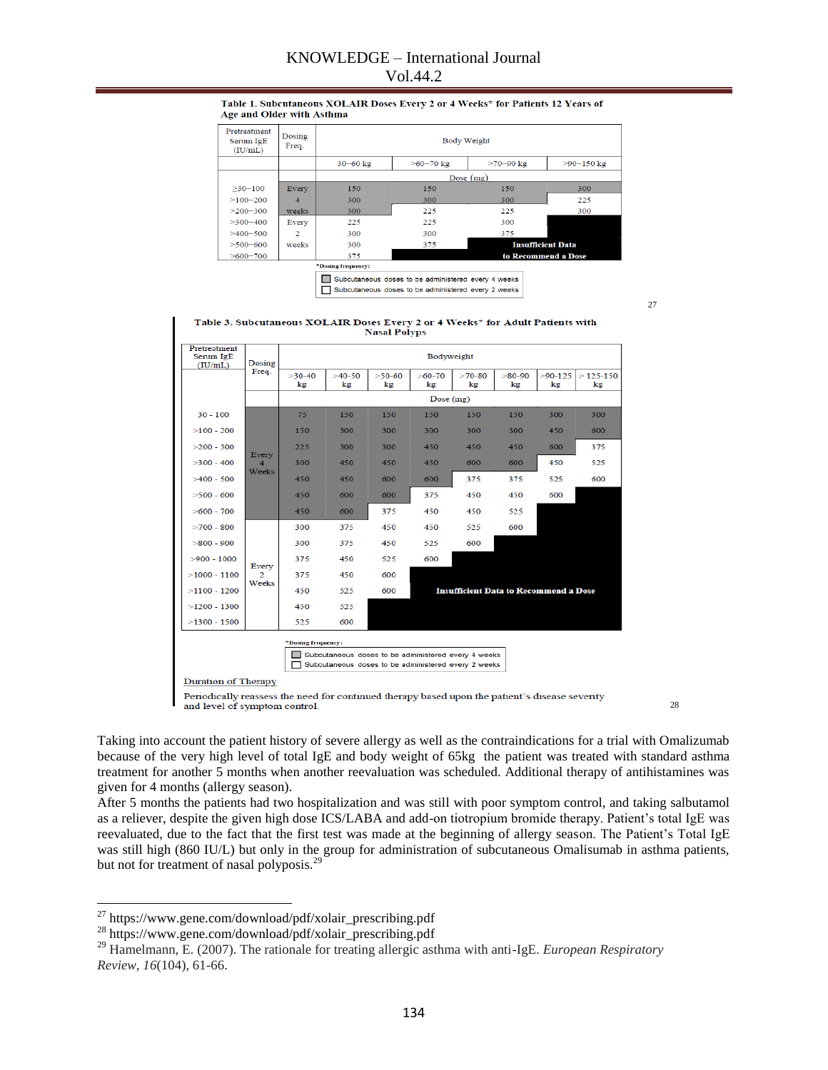**Table 1. Subcutaneous XOLAIR Doses Every 2 or 4 Weeks* for Patients 12 Years of Age and Older with Asthma**

| Pretreatment Serum IgE (IU/mL) | Dosing Freq. | Body Weight | | | |
|---|---|---|---|---|---|
| | | 30–60 kg | >60–70 kg | >70–90 kg | >90–150 kg |
| | | Dose (mg) | | | |
| ≥30–100 | Every 4 weeks | 150 | 150 | 150 | 300 |
| >100–200 | | 300 | 300 | 300 | 225 |
| >200–300 | | 300 | 225 | 225 | 300 |
| >300–400 | Every 2 weeks | 225 | 225 | 300 | Insufficient Data to Recommend a Dose |
| >400–500 | | 300 | 300 | 375 | Insufficient Data to Recommend a Dose |
| >500–600 | | 300 | 375 | Insufficient Data to Recommend a Dose | Insufficient Data to Recommend a Dose |
| >600–700 | | 375 | Insufficient Data to Recommend a Dose | Insufficient Data to Recommend a Dose | Insufficient Data to Recommend a Dose |

*Dosing frequency:
- Subcutaneous doses to be administered every 4 weeks
- Subcutaneous doses to be administered every 2 weeks

[27]

**Table 3. Subcutaneous XOLAIR Doses Every 2 or 4 Weeks* for Adult Patients with Nasal Polyps**

| Pretreatment Serum IgE (IU/mL) | Dosing Freq. | Bodyweight | | | | | | | |
|---|---|---|---|---|---|---|---|---|---|
| | | >30-40 kg | >40-50 kg | >50-60 kg | >60-70 kg | >70-80 kg | >80-90 kg | >90-125 kg | > 125-150 kg |
| | | Dose (mg) | | | | | | | |
| 30 - 100 | Every 4 Weeks | 75 | 150 | 150 | 150 | 150 | 150 | 300 | 300 |
| >100 - 200 | | 150 | 300 | 300 | 300 | 300 | 300 | 450 | 600 |
| >200 - 300 | | 225 | 300 | 300 | 450 | 450 | 450 | 600 | 375 |
| >300 - 400 | | 300 | 450 | 450 | 450 | 600 | 600 | 450 | 525 |
| >400 - 500 | | 450 | 450 | 600 | 600 | 375 | 375 | 525 | 600 |
| >500 - 600 | | 450 | 600 | 600 | 375 | 450 | 450 | 600 | |
| >600 - 700 | | 450 | 600 | 375 | 450 | 450 | 525 | | |
| >700 - 800 | Every 2 Weeks | 300 | 375 | 450 | 450 | 525 | 600 | | |
| >800 - 900 | | 300 | 375 | 450 | 525 | 600 | | | |
| >900 - 1000 | | 375 | 450 | 525 | 600 | | | | |
| >1000 - 1100 | | 375 | 450 | 600 | | | | | |
| >1100 - 1200 | | 450 | 525 | 600 | Insufficient Data to Recommend a Dose | | | | |
| >1200 - 1300 | | 450 | 525 | | | | | | |
| >1300 - 1500 | | 525 | 600 | | | | | | |

*Dosing frequency:
- Subcutaneous doses to be administered every 4 weeks
- Subcutaneous doses to be administered every 2 weeks

Duration of Therapy

Periodically reassess the need for continued therapy based upon the patient's disease severity and level of symptom control.

[28]

Taking into account the patient history of severe allergy as well as the contraindications for a trial with Omalizumab because of the very high level of total IgE and body weight of 65kg the patient was treated with standard asthma treatment for another 5 months when another reevaluation was scheduled. Additional therapy of antihistamines was given for 4 months (allergy season).

After 5 months the patients had two hospitalization and was still with poor symptom control, and taking salbutamol as a reliever, despite the given high dose ICS/LABA and add-on tiotropium bromide therapy. Patient's total IgE was reevaluated, due to the fact that the first test was made at the beginning of allergy season. The Patient's Total IgE was still high (860 IU/L) but only in the group for administration of subcutaneous Omalisumab in asthma patients, but not for treatment of nasal polyposis.[29]

---

[27] https://www.gene.com/download/pdf/xolair_prescribing.pdf

[28] https://www.gene.com/download/pdf/xolair_prescribing.pdf

[29] Hamelmann, E. (2007). The rationale for treating allergic asthma with anti-IgE. *European Respiratory Review*, *16*(104), 61-66.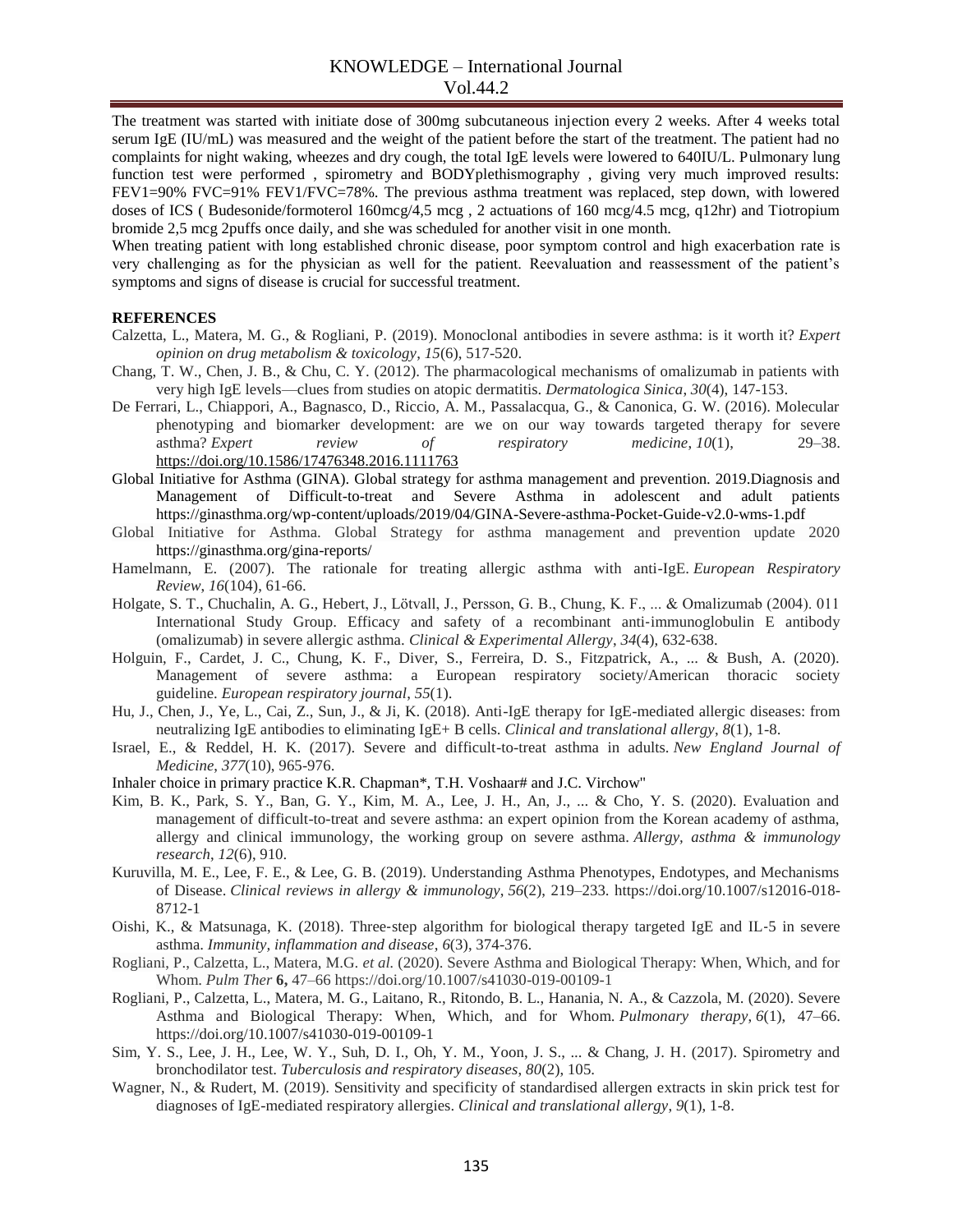The treatment was started with initiate dose of 300mg subcutaneous injection every 2 weeks. After 4 weeks total serum IgE (IU/mL) was measured and the weight of the patient before the start of the treatment. The patient had no complaints for night waking, wheezes and dry cough, the total IgE levels were lowered to 640IU/L. Pulmonary lung function test were performed , spirometry and BODYplethismography , giving very much improved results: FEV1=90% FVC=91% FEV1/FVC=78%. The previous asthma treatment was replaced, step down, with lowered doses of ICS ( Budesonide/formoterol 160mcg/4,5 mcg , 2 actuations of 160 mcg/4.5 mcg, q12hr) and Tiotropium bromide 2,5 mcg 2puffs once daily, and she was scheduled for another visit in one month.

When treating patient with long established chronic disease, poor symptom control and high exacerbation rate is very challenging as for the physician as well for the patient. Reevaluation and reassessment of the patient's symptoms and signs of disease is crucial for successful treatment.

## REFERENCES

Calzetta, L., Matera, M. G., & Rogliani, P. (2019). Monoclonal antibodies in severe asthma: is it worth it? *Expert opinion on drug metabolism & toxicology*, *15*(6), 517-520.

Chang, T. W., Chen, J. B., & Chu, C. Y. (2012). The pharmacological mechanisms of omalizumab in patients with very high IgE levels—clues from studies on atopic dermatitis. *Dermatologica Sinica*, *30*(4), 147-153.

De Ferrari, L., Chiappori, A., Bagnasco, D., Riccio, A. M., Passalacqua, G., & Canonica, G. W. (2016). Molecular phenotyping and biomarker development: are we on our way towards targeted therapy for severe asthma? *Expert review of respiratory medicine*, *10*(1), 29–38. https://doi.org/10.1586/17476348.2016.1111763

Global Initiative for Asthma (GINA). Global strategy for asthma management and prevention. 2019.Diagnosis and Management of Difficult-to-treat and Severe Asthma in adolescent and adult patients https://ginasthma.org/wp-content/uploads/2019/04/GINA-Severe-asthma-Pocket-Guide-v2.0-wms-1.pdf

Global Initiative for Asthma. Global Strategy for asthma management and prevention update 2020 https://ginasthma.org/gina-reports/

Hamelmann, E. (2007). The rationale for treating allergic asthma with anti-IgE. *European Respiratory Review*, *16*(104), 61-66.

Holgate, S. T., Chuchalin, A. G., Hebert, J., Lötvall, J., Persson, G. B., Chung, K. F., ... & Omalizumab (2004). 011 International Study Group. Efficacy and safety of a recombinant anti‐immunoglobulin E antibody (omalizumab) in severe allergic asthma. *Clinical & Experimental Allergy*, *34*(4), 632-638.

Holguin, F., Cardet, J. C., Chung, K. F., Diver, S., Ferreira, D. S., Fitzpatrick, A., ... & Bush, A. (2020). Management of severe asthma: a European respiratory society/American thoracic society guideline. *European respiratory journal*, *55*(1).

Hu, J., Chen, J., Ye, L., Cai, Z., Sun, J., & Ji, K. (2018). Anti-IgE therapy for IgE-mediated allergic diseases: from neutralizing IgE antibodies to eliminating IgE+ B cells. *Clinical and translational allergy*, *8*(1), 1-8.

Israel, E., & Reddel, H. K. (2017). Severe and difficult-to-treat asthma in adults. *New England Journal of Medicine*, *377*(10), 965-976.

Inhaler choice in primary practice K.R. Chapman*, T.H. Voshaar# and J.C. Virchow"

Kim, B. K., Park, S. Y., Ban, G. Y., Kim, M. A., Lee, J. H., An, J., ... & Cho, Y. S. (2020). Evaluation and management of difficult-to-treat and severe asthma: an expert opinion from the Korean academy of asthma, allergy and clinical immunology, the working group on severe asthma. *Allergy, asthma & immunology research*, *12*(6), 910.

Kuruvilla, M. E., Lee, F. E., & Lee, G. B. (2019). Understanding Asthma Phenotypes, Endotypes, and Mechanisms of Disease. *Clinical reviews in allergy & immunology*, *56*(2), 219–233. https://doi.org/10.1007/s12016-018-8712-1

Oishi, K., & Matsunaga, K. (2018). Three‐step algorithm for biological therapy targeted IgE and IL‐5 in severe asthma. *Immunity, inflammation and disease*, *6*(3), 374-376.

Rogliani, P., Calzetta, L., Matera, M.G. *et al.* (2020). Severe Asthma and Biological Therapy: When, Which, and for Whom. *Pulm Ther* **6,** 47–66 https://doi.org/10.1007/s41030-019-00109-1

Rogliani, P., Calzetta, L., Matera, M. G., Laitano, R., Ritondo, B. L., Hanania, N. A., & Cazzola, M. (2020). Severe Asthma and Biological Therapy: When, Which, and for Whom. *Pulmonary therapy*, *6*(1), 47–66. https://doi.org/10.1007/s41030-019-00109-1

Sim, Y. S., Lee, J. H., Lee, W. Y., Suh, D. I., Oh, Y. M., Yoon, J. S., ... & Chang, J. H. (2017). Spirometry and bronchodilator test. *Tuberculosis and respiratory diseases*, *80*(2), 105.

Wagner, N., & Rudert, M. (2019). Sensitivity and specificity of standardised allergen extracts in skin prick test for diagnoses of IgE-mediated respiratory allergies. *Clinical and translational allergy*, *9*(1), 1-8.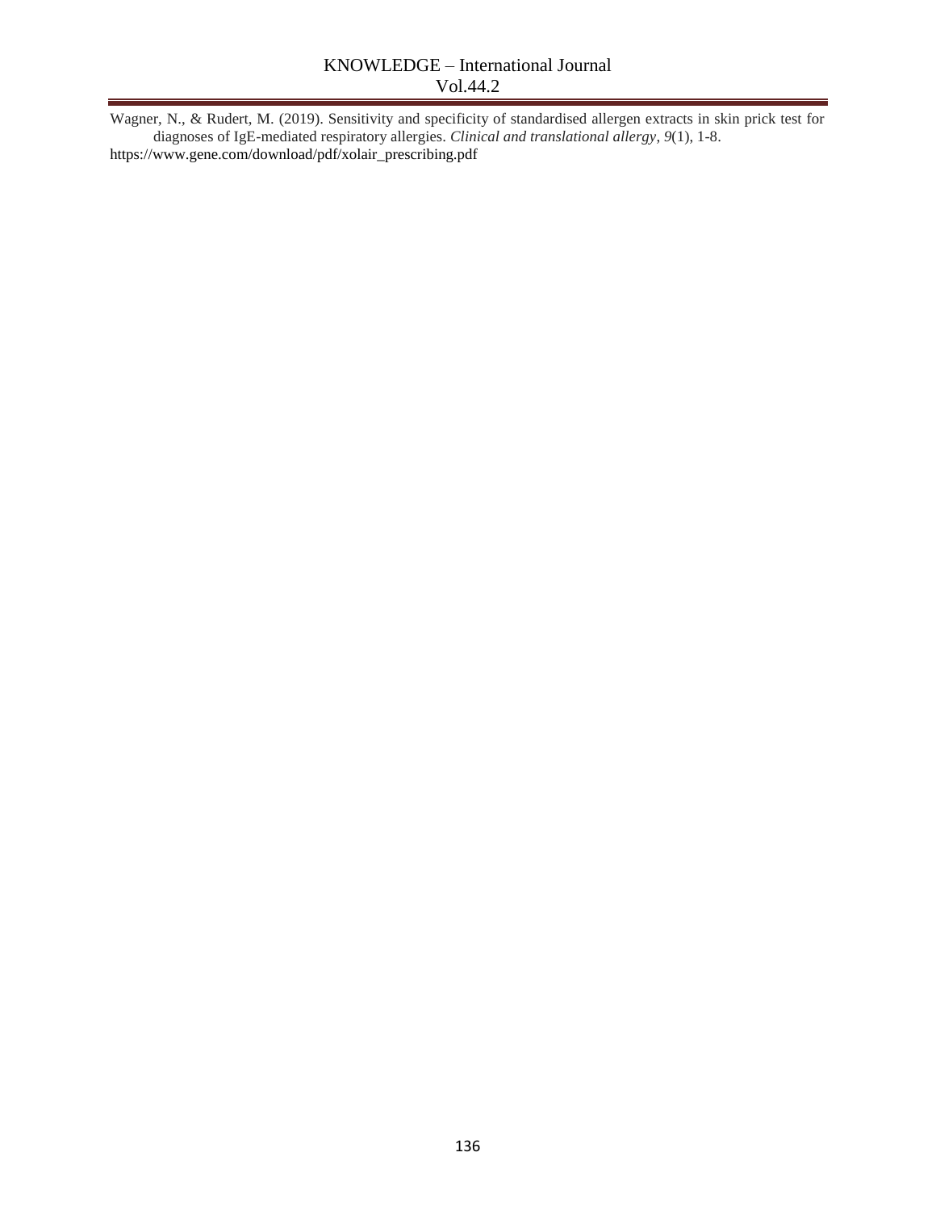Wagner, N., & Rudert, M. (2019). Sensitivity and specificity of standardised allergen extracts in skin prick test for diagnoses of IgE-mediated respiratory allergies. *Clinical and translational allergy*, *9*(1), 1-8.

https://www.gene.com/download/pdf/xolair_prescribing.pdf